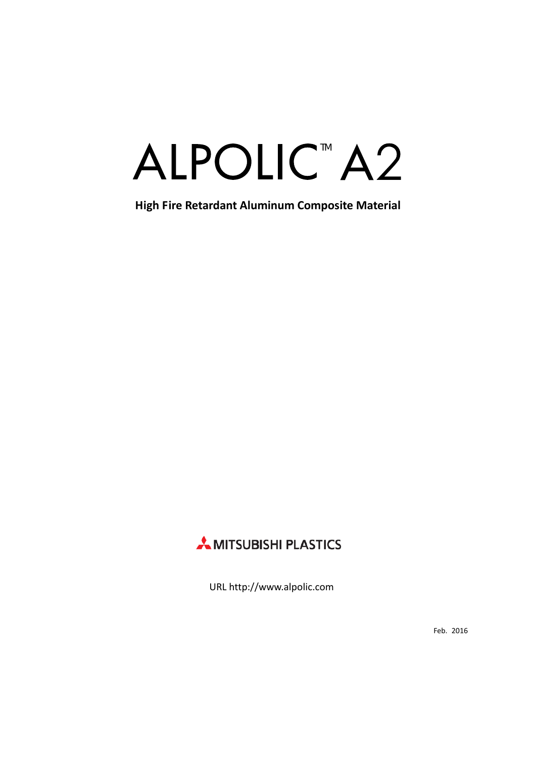# ALPOLIC™ A2

**High Fire Retardant Aluminum Composite Material**

MITSUBISHI PLASTICS

URL http://www.alpolic.com

Feb. 2016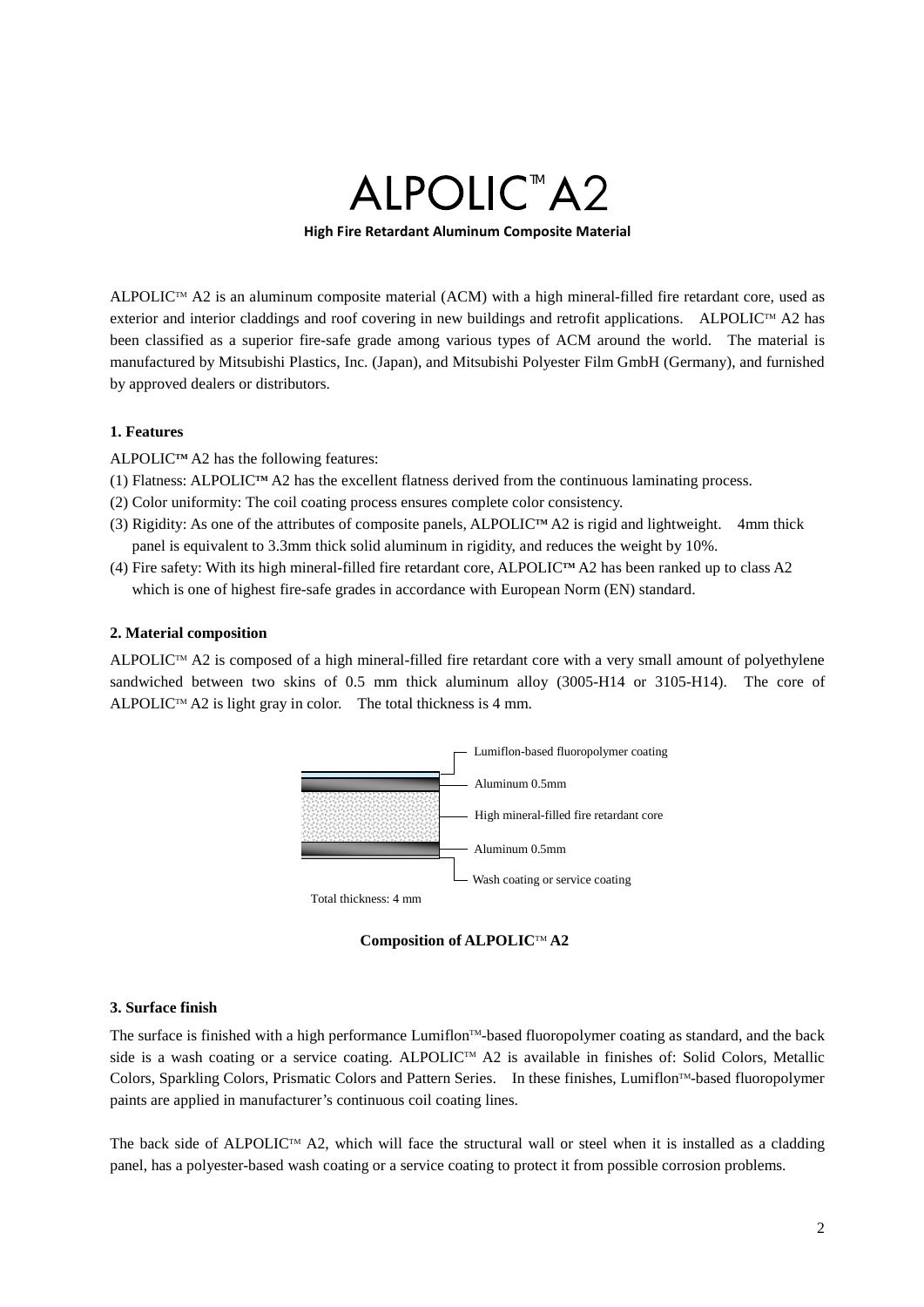# ALPOLIC™ A2

**High Fire Retardant Aluminum Composite Material**

ALPOLIC™ A2 is an aluminum composite material (ACM) with a high mineral-filled fire retardant core, used as exterior and interior claddings and roof covering in new buildings and retrofit applications. ALPOLIC™ A2 has been classified as a superior fire-safe grade among various types of ACM around the world. The material is manufactured by Mitsubishi Plastics, Inc. (Japan), and Mitsubishi Polyester Film GmbH (Germany), and furnished by approved dealers or distributors.

#### 1. Features

ALPOLIC™ A2 has the following features:

(1) Flatness: ALPOLIC™ A2 has the excellent flatness derived from the continuous laminating process.

(2) Color uniformity: The coil coating process ensures complete color consistency.

(3) Rigidity: As one of the attributes of composite panels, ALPOLIC™ A2 is rigid and lightweight. 4mm thick panel is equivalent to 3.3mm thick solid aluminum in rigidity, and reduces the weight by 10%.

(4) Fire safety: With its high mineral-filled fire retardant core, ALPOLIC™ A2 has been ranked up to class A2 which is one of highest fire-safe grades in accordance with European Norm (EN) standard.

#### 2. Material composition

ALPOLIC™ A2 is composed of a high mineral-filled fire retardant core with a very small amount of polyethylene sandwiched between two skins of 0.5 mm thick aluminum alloy (3005-H14 or 3105-H14). The core of ALPOLIC™ A2 is light gray in color. The total thickness is 4 mm.

Lumiflon-based fluoropolymer coating

Aluminum 0.5mm

High mineral-filled fire retardant core

Aluminum 0.5mm

Wash coating or service coating

Total thickness: 4 mm

**Composition of ALPOLIC™ A2**

#### 3. Surface finish

The surface is finished with a high performance Lumiflon™-based fluoropolymer coating as standard, and the back side is a wash coating or a service coating. ALPOLIC™ A2 is available in finishes of: Solid Colors, Metallic Colors, Sparkling Colors, Prismatic Colors and Pattern Series. In these finishes, Lumiflon™-based fluoropolymer paints are applied in manufacturer's continuous coil coating lines.

The back side of ALPOLIC™ A2, which will face the structural wall or steel when it is installed as a cladding panel, has a polyester-based wash coating or a service coating to protect it from possible corrosion problems.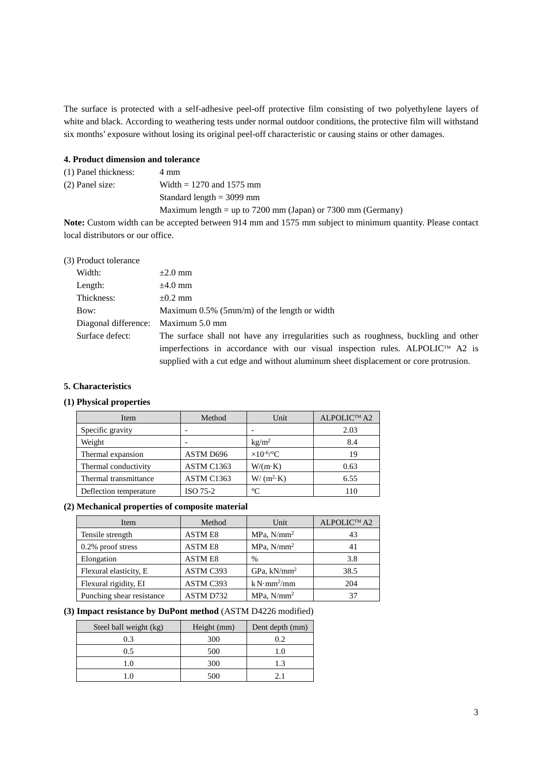The surface is protected with a self-adhesive peel-off protective film consisting of two polyethylene layers of white and black. According to weathering tests under normal outdoor conditions, the protective film will withstand six months' exposure without losing its original peel-off characteristic or causing stains or other damages.

#### 4. Product dimension and tolerance

(1) Panel thickness: 4 mm

(2) Panel size: Width = 1270 and 1575 mm
Standard length = 3099 mm
Maximum length = up to 7200 mm (Japan) or 7300 mm (Germany)

**Note:** Custom width can be accepted between 914 mm and 1575 mm subject to minimum quantity. Please contact local distributors or our office.

(3) Product tolerance

| | |
|---|---|
| Width: | ±2.0 mm |
| Length: | ±4.0 mm |
| Thickness: | ±0.2 mm |
| Bow: | Maximum 0.5% (5mm/m) of the length or width |
| Diagonal difference: | Maximum 5.0 mm |
| Surface defect: | The surface shall not have any irregularities such as roughness, buckling and other imperfections in accordance with our visual inspection rules. ALPOLIC™ A2 is supplied with a cut edge and without aluminum sheet displacement or core protrusion. |

#### 5. Characteristics

**(1) Physical properties**

| Item | Method | Unit | ALPOLIC™ A2 |
|---|---|---|---|
| Specific gravity | - | - | 2.03 |
| Weight | - | $kg/m^2$ | 8.4 |
| Thermal expansion | ASTM D696 | $\times 10^{-6}/°C$ | 19 |
| Thermal conductivity | ASTM C1363 | W/(m·K) | 0.63 |
| Thermal transmittance | ASTM C1363 | $W/(m^2 \cdot K)$ | 6.55 |
| Deflection temperature | ISO 75-2 | °C | 110 |

**(2) Mechanical properties of composite material**

| Item | Method | Unit | ALPOLIC™ A2 |
|---|---|---|---|
| Tensile strength | ASTM E8 | MPa, $N/mm^2$ | 43 |
| 0.2% proof stress | ASTM E8 | MPa, $N/mm^2$ | 41 |
| Elongation | ASTM E8 | % | 3.8 |
| Flexural elasticity, E | ASTM C393 | GPa, $kN/mm^2$ | 38.5 |
| Flexural rigidity, EI | ASTM C393 | $kN \cdot mm^2/mm$ | 204 |
| Punching shear resistance | ASTM D732 | MPa, $N/mm^2$ | 37 |

**(3) Impact resistance by DuPont method** (ASTM D4226 modified)

| Steel ball weight (kg) | Height (mm) | Dent depth (mm) |
|---|---|---|
| 0.3 | 300 | 0.2 |
| 0.5 | 500 | 1.0 |
| 1.0 | 300 | 1.3 |
| 1.0 | 500 | 2.1 |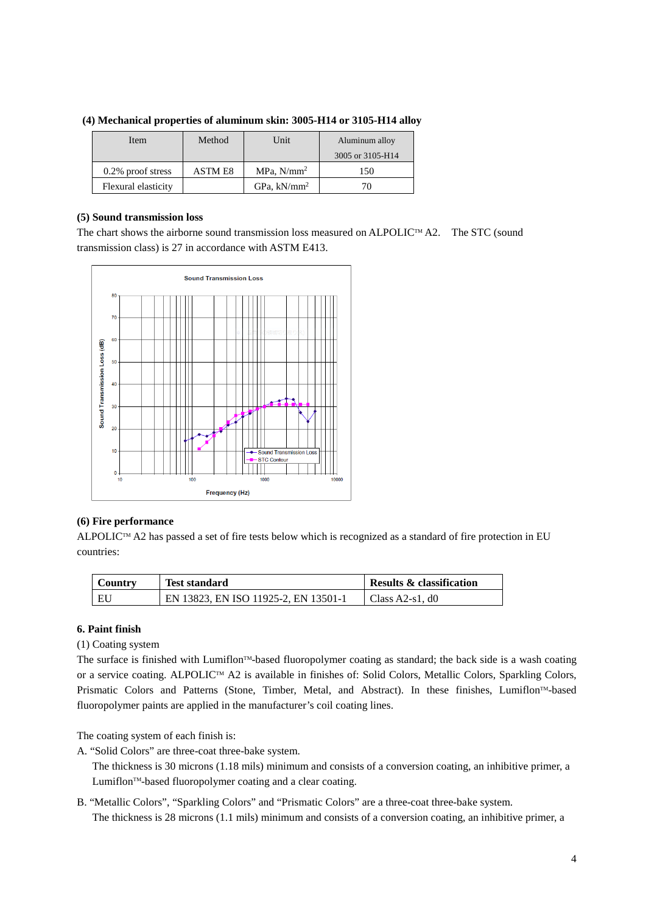**(4) Mechanical properties of aluminum skin: 3005-H14 or 3105-H14 alloy**

| Item | Method | Unit | Aluminum alloy 3005 or 3105-H14 |
|---|---|---|---|
| 0.2% proof stress | ASTM E8 | MPa, N/mm$^2$ | 150 |
| Flexural elasticity | | GPa, kN/mm$^2$ | 70 |

**(5) Sound transmission loss**

The chart shows the airborne sound transmission loss measured on ALPOLIC™ A2. The STC (sound transmission class) is 27 in accordance with ASTM E413.

**(6) Fire performance**

ALPOLIC™ A2 has passed a set of fire tests below which is recognized as a standard of fire protection in EU countries:

| Country | Test standard | Results & classification |
|---|---|---|
| EU | EN 13823, EN ISO 11925-2, EN 13501-1 | Class A2-s1, d0 |

**6. Paint finish**

(1) Coating system

The surface is finished with Lumiflon™-based fluoropolymer coating as standard; the back side is a wash coating or a service coating. ALPOLIC™ A2 is available in finishes of: Solid Colors, Metallic Colors, Sparkling Colors, Prismatic Colors and Patterns (Stone, Timber, Metal, and Abstract). In these finishes, Lumiflon™-based fluoropolymer paints are applied in the manufacturer's coil coating lines.

The coating system of each finish is:

A. "Solid Colors" are three-coat three-bake system.
   The thickness is 30 microns (1.18 mils) minimum and consists of a conversion coating, an inhibitive primer, a Lumiflon™-based fluoropolymer coating and a clear coating.

B. "Metallic Colors", "Sparkling Colors" and "Prismatic Colors" are a three-coat three-bake system.
   The thickness is 28 microns (1.1 mils) minimum and consists of a conversion coating, an inhibitive primer, a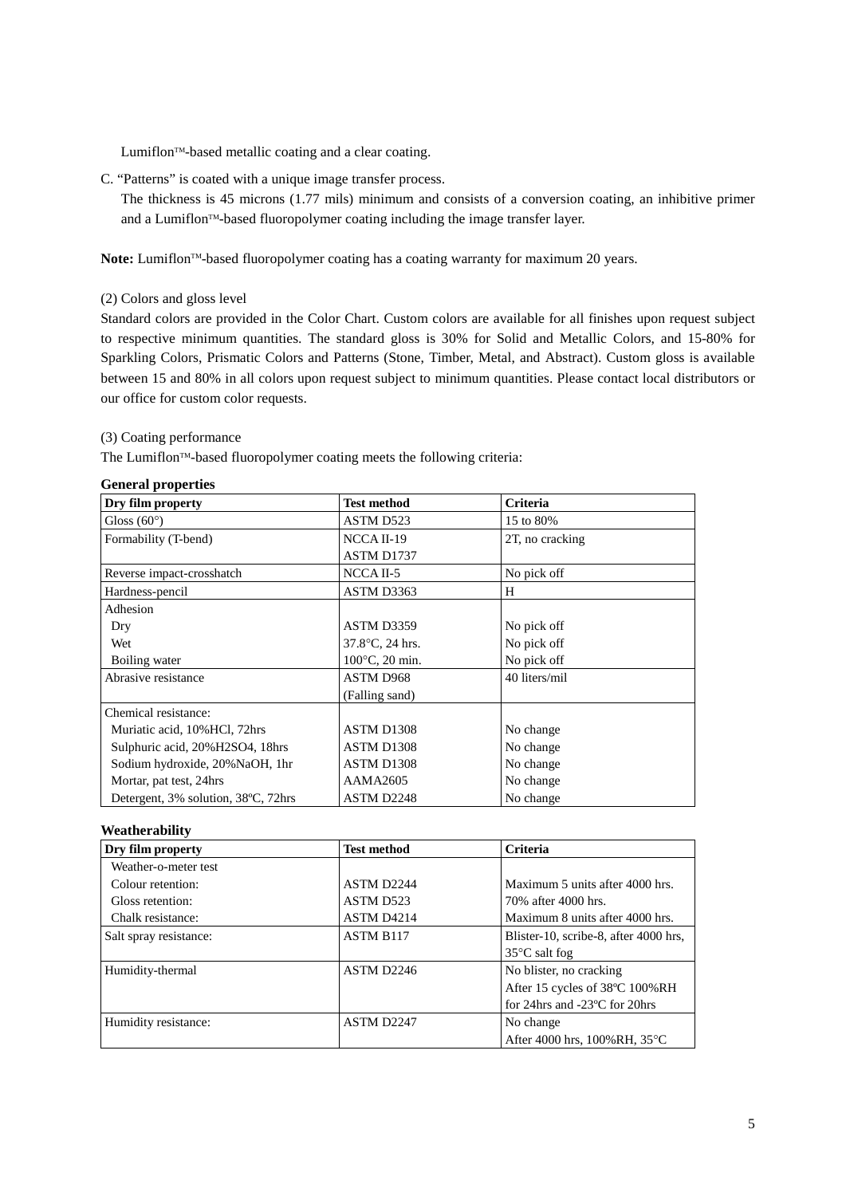Lumiflon™-based metallic coating and a clear coating.

C. "Patterns" is coated with a unique image transfer process.
   The thickness is 45 microns (1.77 mils) minimum and consists of a conversion coating, an inhibitive primer and a Lumiflon™-based fluoropolymer coating including the image transfer layer.

**Note:** Lumiflon™-based fluoropolymer coating has a coating warranty for maximum 20 years.

(2) Colors and gloss level

Standard colors are provided in the Color Chart. Custom colors are available for all finishes upon request subject to respective minimum quantities. The standard gloss is 30% for Solid and Metallic Colors, and 15-80% for Sparkling Colors, Prismatic Colors and Patterns (Stone, Timber, Metal, and Abstract). Custom gloss is available between 15 and 80% in all colors upon request subject to minimum quantities. Please contact local distributors or our office for custom color requests.

(3) Coating performance

The Lumiflon™-based fluoropolymer coating meets the following criteria:

**General properties**

| Dry film property | Test method | Criteria |
|---|---|---|
| Gloss (60°) | ASTM D523 | 15 to 80% |
| Formability (T-bend) | NCCA II-19<br>ASTM D1737 | 2T, no cracking |
| Reverse impact-crosshatch | NCCA II-5 | No pick off |
| Hardness-pencil | ASTM D3363 | H |
| Adhesion | | |
| Dry | ASTM D3359 | No pick off |
| Wet | 37.8°C, 24 hrs. | No pick off |
| Boiling water | 100°C, 20 min. | No pick off |
| Abrasive resistance | ASTM D968<br>(Falling sand) | 40 liters/mil |
| Chemical resistance: | | |
| Muriatic acid, 10%HCl, 72hrs | ASTM D1308 | No change |
| Sulphuric acid, 20%H2SO4, 18hrs | ASTM D1308 | No change |
| Sodium hydroxide, 20%NaOH, 1hr | ASTM D1308 | No change |
| Mortar, pat test, 24hrs | AAMA2605 | No change |
| Detergent, 3% solution, 38ºC, 72hrs | ASTM D2248 | No change |

**Weatherability**

| Dry film property | Test method | Criteria |
|---|---|---|
| Weather-o-meter test | | |
| Colour retention: | ASTM D2244 | Maximum 5 units after 4000 hrs. |
| Gloss retention: | ASTM D523 | 70% after 4000 hrs. |
| Chalk resistance: | ASTM D4214 | Maximum 8 units after 4000 hrs. |
| Salt spray resistance: | ASTM B117 | Blister-10, scribe-8, after 4000 hrs, 35°C salt fog |
| Humidity-thermal | ASTM D2246 | No blister, no cracking<br>After 15 cycles of 38ºC 100%RH for 24hrs and -23ºC for 20hrs |
| Humidity resistance: | ASTM D2247 | No change<br>After 4000 hrs, 100%RH, 35°C |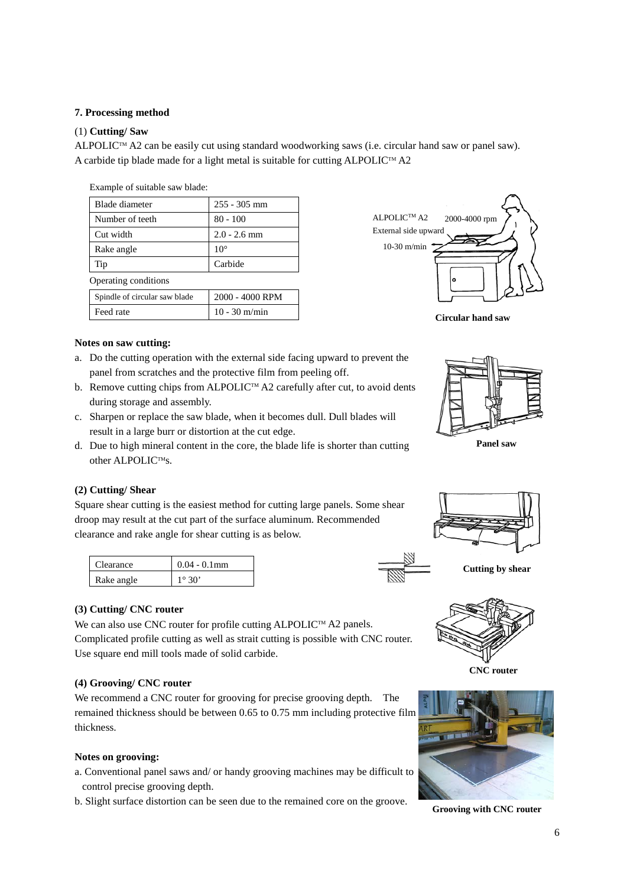## 7. Processing method

### (1) Cutting/ Saw

ALPOLIC™ A2 can be easily cut using standard woodworking saws (i.e. circular hand saw or panel saw). A carbide tip blade made for a light metal is suitable for cutting ALPOLIC™ A2

Example of suitable saw blade:

| Blade diameter | 255 - 305 mm |
|---|---|
| Number of teeth | 80 - 100 |
| Cut width | 2.0 - 2.6 mm |
| Rake angle | 10° |
| Tip | Carbide |

Operating conditions

| Spindle of circular saw blade | 2000 - 4000 RPM |
|---|---|
| Feed rate | 10 - 30 m/min |

ALPOLIC™ A2 External side upward

2000-4000 rpm

10-30 m/min

**Circular hand saw**

**Notes on saw cutting:**

a. Do the cutting operation with the external side facing upward to prevent the panel from scratches and the protective film from peeling off.
b. Remove cutting chips from ALPOLIC™ A2 carefully after cut, to avoid dents during storage and assembly.
c. Sharpen or replace the saw blade, when it becomes dull. Dull blades will result in a large burr or distortion at the cut edge.
d. Due to high mineral content in the core, the blade life is shorter than cutting other ALPOLIC™s.

**Panel saw**

### (2) Cutting/ Shear

Square shear cutting is the easiest method for cutting large panels. Some shear droop may result at the cut part of the surface aluminum. Recommended clearance and rake angle for shear cutting is as below.

| Clearance | 0.04 - 0.1mm |
|---|---|
| Rake angle | 1° 30' |

**Cutting by shear**

### (3) Cutting/ CNC router

We can also use CNC router for profile cutting ALPOLIC™ A2 panels. Complicated profile cutting as well as strait cutting is possible with CNC router. Use square end mill tools made of solid carbide.

**CNC router**

### (4) Grooving/ CNC router

We recommend a CNC router for grooving for precise grooving depth. The remained thickness should be between 0.65 to 0.75 mm including protective film thickness.

**Notes on grooving:**

a. Conventional panel saws and/ or handy grooving machines may be difficult to control precise grooving depth.
b. Slight surface distortion can be seen due to the remained core on the groove.

**Grooving with CNC router**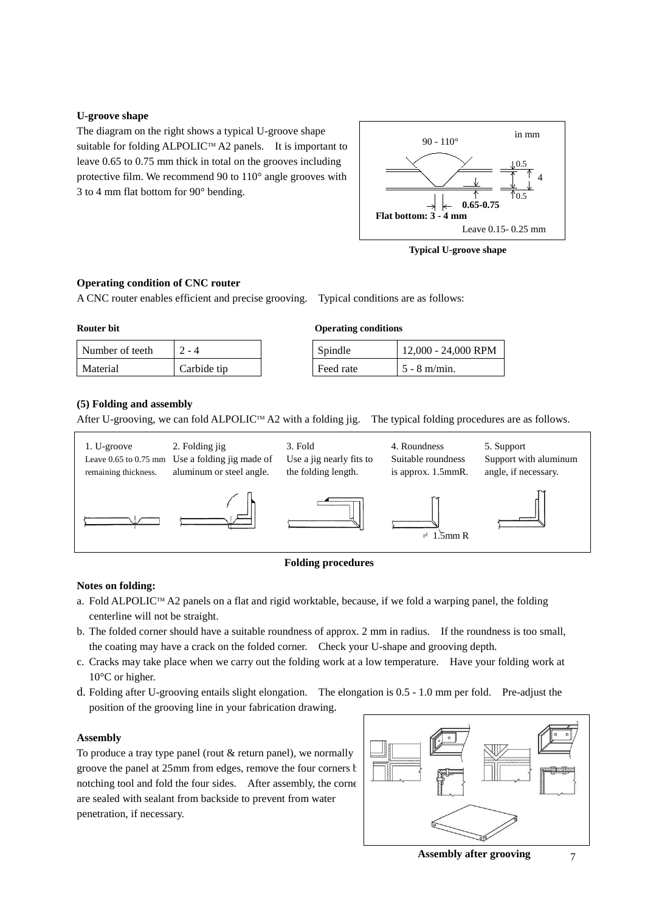**U-groove shape**

The diagram on the right shows a typical U-groove shape suitable for folding ALPOLIC™ A2 panels. It is important to leave 0.65 to 0.75 mm thick in total on the grooves including protective film. We recommend 90 to 110° angle grooves with 3 to 4 mm flat bottom for 90° bending.

**Typical U-groove shape**

**Operating condition of CNC router**

A CNC router enables efficient and precise grooving. Typical conditions are as follows:

**Router bit**

| Number of teeth | 2 - 4 |
|---|---|
| Material | Carbide tip |

**Operating conditions**

| Spindle | 12,000 - 24,000 RPM |
|---|---|
| Feed rate | 5 - 8 m/min. |

**(5) Folding and assembly**

After U-grooving, we can fold ALPOLIC™ A2 with a folding jig. The typical folding procedures are as follows.

1. U-groove: Leave 0.65 to 0.75 mm remaining thickness.
2. Folding jig: Use a folding jig made of aluminum or steel angle.
3. Fold: Use a jig nearly fits to the folding length.
4. Roundness: Suitable roundness is approx. 1.5mmR.
5. Support: Support with aluminum angle, if necessary.

**Folding procedures**

**Notes on folding:**

a. Fold ALPOLIC™ A2 panels on a flat and rigid worktable, because, if we fold a warping panel, the folding centerline will not be straight.
b. The folded corner should have a suitable roundness of approx. 2 mm in radius. If the roundness is too small, the coating may have a crack on the folded corner. Check your U-shape and grooving depth.
c. Cracks may take place when we carry out the folding work at a low temperature. Have your folding work at 10°C or higher.
d. Folding after U-grooving entails slight elongation. The elongation is 0.5 - 1.0 mm per fold. Pre-adjust the position of the grooving line in your fabrication drawing.

**Assembly**

To produce a tray type panel (rout & return panel), we normally groove the panel at 25mm from edges, remove the four corners b notching tool and fold the four sides. After assembly, the corne are sealed with sealant from backside to prevent from water penetration, if necessary.

**Assembly after grooving**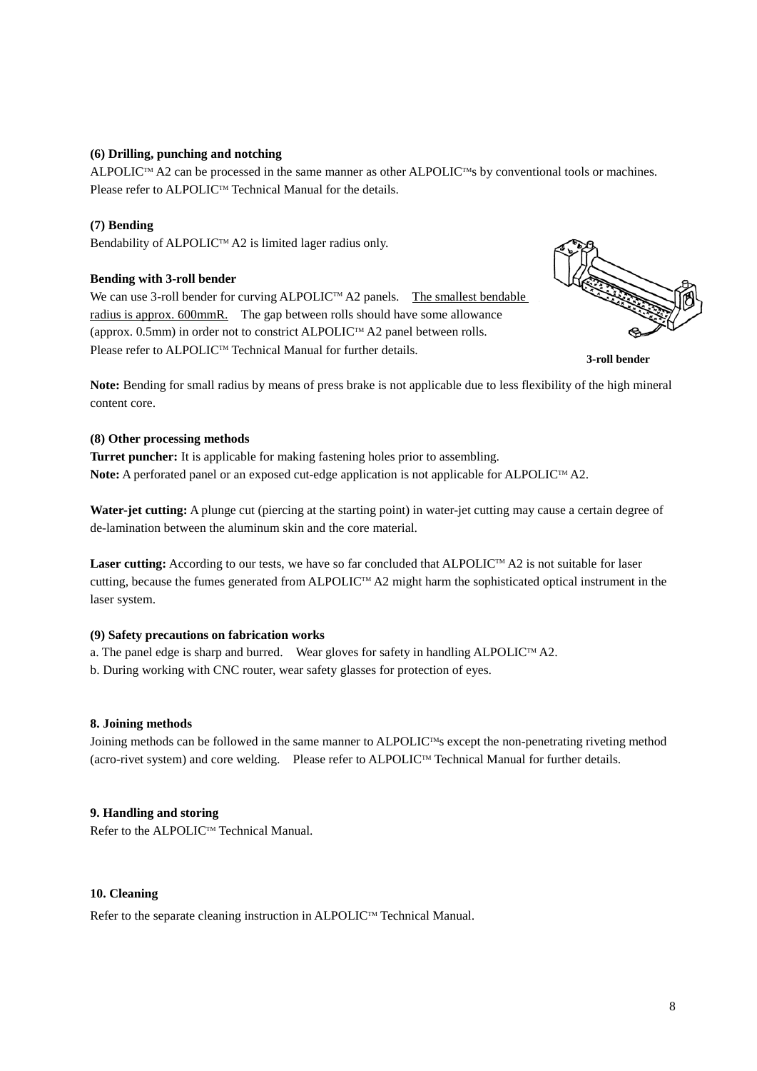**(6) Drilling, punching and notching**

ALPOLIC™ A2 can be processed in the same manner as other ALPOLIC™s by conventional tools or machines. Please refer to ALPOLIC™ Technical Manual for the details.

**(7) Bending**

Bendability of ALPOLIC™ A2 is limited lager radius only.

**Bending with 3-roll bender**

We can use 3-roll bender for curving ALPOLIC™ A2 panels. The smallest bendable radius is approx. 600mmR. The gap between rolls should have some allowance (approx. 0.5mm) in order not to constrict ALPOLIC™ A2 panel between rolls. Please refer to ALPOLIC™ Technical Manual for further details.

**3-roll bender**

**Note:** Bending for small radius by means of press brake is not applicable due to less flexibility of the high mineral content core.

**(8) Other processing methods**

**Turret puncher:** It is applicable for making fastening holes prior to assembling.
**Note:** A perforated panel or an exposed cut-edge application is not applicable for ALPOLIC™ A2.

**Water-jet cutting:** A plunge cut (piercing at the starting point) in water-jet cutting may cause a certain degree of de-lamination between the aluminum skin and the core material.

**Laser cutting:** According to our tests, we have so far concluded that ALPOLIC™ A2 is not suitable for laser cutting, because the fumes generated from ALPOLIC™ A2 might harm the sophisticated optical instrument in the laser system.

**(9) Safety precautions on fabrication works**

a. The panel edge is sharp and burred. Wear gloves for safety in handling ALPOLIC™ A2.
b. During working with CNC router, wear safety glasses for protection of eyes.

**8. Joining methods**

Joining methods can be followed in the same manner to ALPOLIC™s except the non-penetrating riveting method (acro-rivet system) and core welding. Please refer to ALPOLIC™ Technical Manual for further details.

**9. Handling and storing**

Refer to the ALPOLIC™ Technical Manual.

**10. Cleaning**

Refer to the separate cleaning instruction in ALPOLIC™ Technical Manual.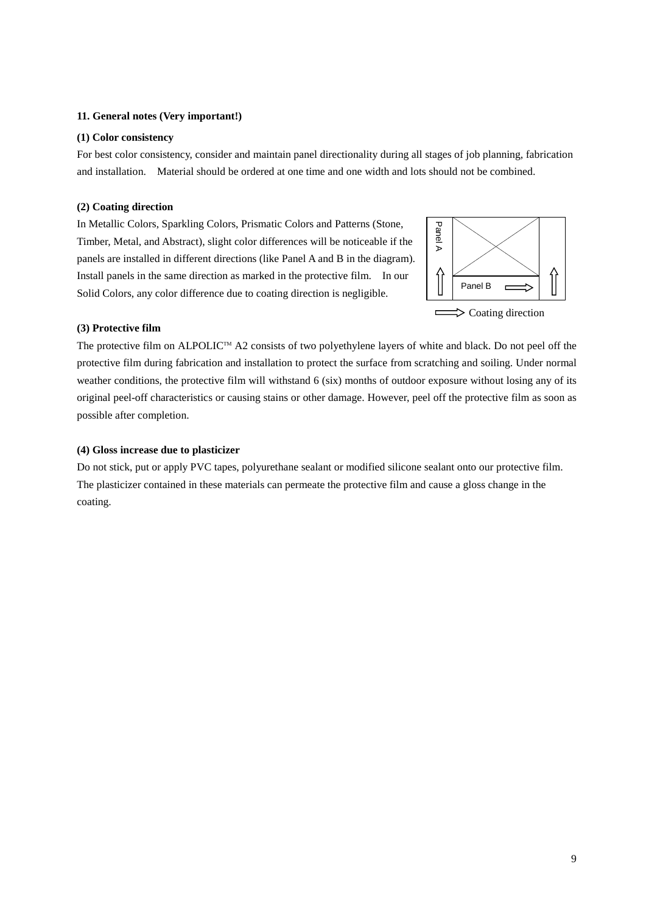**11. General notes (Very important!)**

**(1) Color consistency**

For best color consistency, consider and maintain panel directionality during all stages of job planning, fabrication and installation. Material should be ordered at one time and one width and lots should not be combined.

**(2) Coating direction**

In Metallic Colors, Sparkling Colors, Prismatic Colors and Patterns (Stone, Timber, Metal, and Abstract), slight color differences will be noticeable if the panels are installed in different directions (like Panel A and B in the diagram). Install panels in the same direction as marked in the protective film. In our Solid Colors, any color difference due to coating direction is negligible.

Panel A

Panel B

Coating direction

**(3) Protective film**

The protective film on ALPOLIC™ A2 consists of two polyethylene layers of white and black. Do not peel off the protective film during fabrication and installation to protect the surface from scratching and soiling. Under normal weather conditions, the protective film will withstand 6 (six) months of outdoor exposure without losing any of its original peel-off characteristics or causing stains or other damage. However, peel off the protective film as soon as possible after completion.

**(4) Gloss increase due to plasticizer**

Do not stick, put or apply PVC tapes, polyurethane sealant or modified silicone sealant onto our protective film. The plasticizer contained in these materials can permeate the protective film and cause a gloss change in the coating.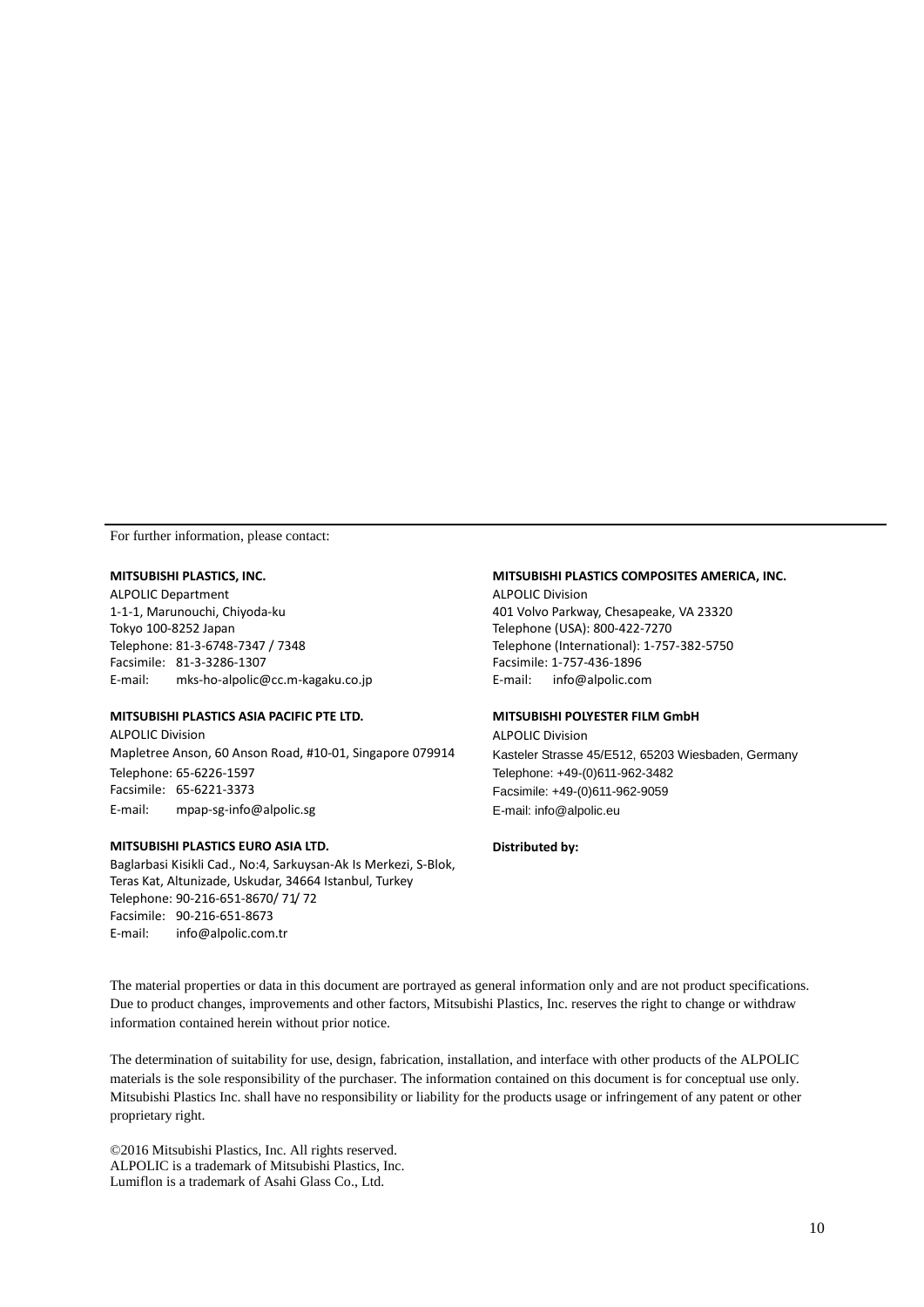For further information, please contact:

**MITSUBISHI PLASTICS, INC.**
ALPOLIC Department
1-1-1, Marunouchi, Chiyoda-ku
Tokyo 100-8252 Japan
Telephone: 81-3-6748-7347 / 7348
Facsimile: 81-3-3286-1307
E-mail: mks-ho-alpolic@cc.m-kagaku.co.jp

**MITSUBISHI PLASTICS ASIA PACIFIC PTE LTD.**
ALPOLIC Division
Mapletree Anson, 60 Anson Road, #10-01, Singapore 079914
Telephone: 65-6226-1597
Facsimile: 65-6221-3373
E-mail: mpap-sg-info@alpolic.sg

**MITSUBISHI PLASTICS EURO ASIA LTD.**
Baglarbasi Kisikli Cad., No:4, Sarkuysan-Ak Is Merkezi, S-Blok,
Teras Kat, Altunizade, Uskudar, 34664 Istanbul, Turkey
Telephone: 90-216-651-8670/ 71/ 72
Facsimile: 90-216-651-8673
E-mail: info@alpolic.com.tr

**MITSUBISHI PLASTICS COMPOSITES AMERICA, INC.**
ALPOLIC Division
401 Volvo Parkway, Chesapeake, VA 23320
Telephone (USA): 800-422-7270
Telephone (International): 1-757-382-5750
Facsimile: 1-757-436-1896
E-mail: info@alpolic.com

**MITSUBISHI POLYESTER FILM GmbH**
ALPOLIC Division
Kasteler Strasse 45/E512, 65203 Wiesbaden, Germany
Telephone: +49-(0)611-962-3482
Facsimile: +49-(0)611-962-9059
E-mail: info@alpolic.eu

**Distributed by:**

The material properties or data in this document are portrayed as general information only and are not product specifications. Due to product changes, improvements and other factors, Mitsubishi Plastics, Inc. reserves the right to change or withdraw information contained herein without prior notice.

The determination of suitability for use, design, fabrication, installation, and interface with other products of the ALPOLIC materials is the sole responsibility of the purchaser. The information contained on this document is for conceptual use only. Mitsubishi Plastics Inc. shall have no responsibility or liability for the products usage or infringement of any patent or other proprietary right.

©2016 Mitsubishi Plastics, Inc. All rights reserved.
ALPOLIC is a trademark of Mitsubishi Plastics, Inc.
Lumiflon is a trademark of Asahi Glass Co., Ltd.